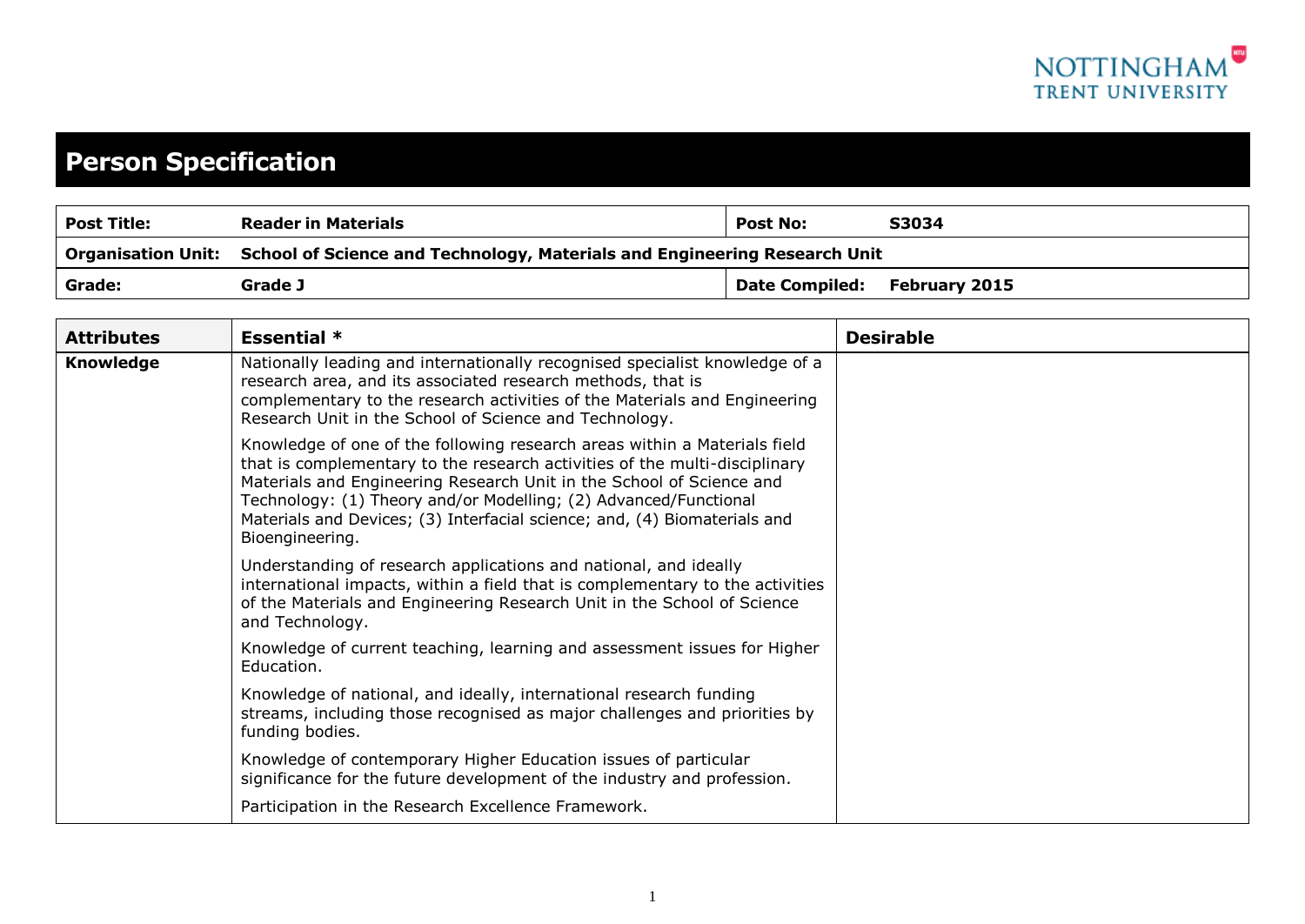# Person Specification

| Post Title: | Reader in Materials | Post No: | S3034 |
|---|---|---|---|
| Organisation Unit: | School of Science and Technology, Materials and Engineering Research Unit | | |
| Grade: | Grade J | Date Compiled: | February 2015 |

| Attributes | Essential * | Desirable |
|---|---|---|
| **Knowledge** | Nationally leading and internationally recognised specialist knowledge of a research area, and its associated research methods, that is complementary to the research activities of the Materials and Engineering Research Unit in the School of Science and Technology.<br><br>Knowledge of one of the following research areas within a Materials field that is complementary to the research activities of the multi-disciplinary Materials and Engineering Research Unit in the School of Science and Technology: (1) Theory and/or Modelling; (2) Advanced/Functional Materials and Devices; (3) Interfacial science; and, (4) Biomaterials and Bioengineering.<br><br>Understanding of research applications and national, and ideally international impacts, within a field that is complementary to the activities of the Materials and Engineering Research Unit in the School of Science and Technology.<br><br>Knowledge of current teaching, learning and assessment issues for Higher Education.<br><br>Knowledge of national, and ideally, international research funding streams, including those recognised as major challenges and priorities by funding bodies.<br><br>Knowledge of contemporary Higher Education issues of particular significance for the future development of the industry and profession.<br><br>Participation in the Research Excellence Framework. | |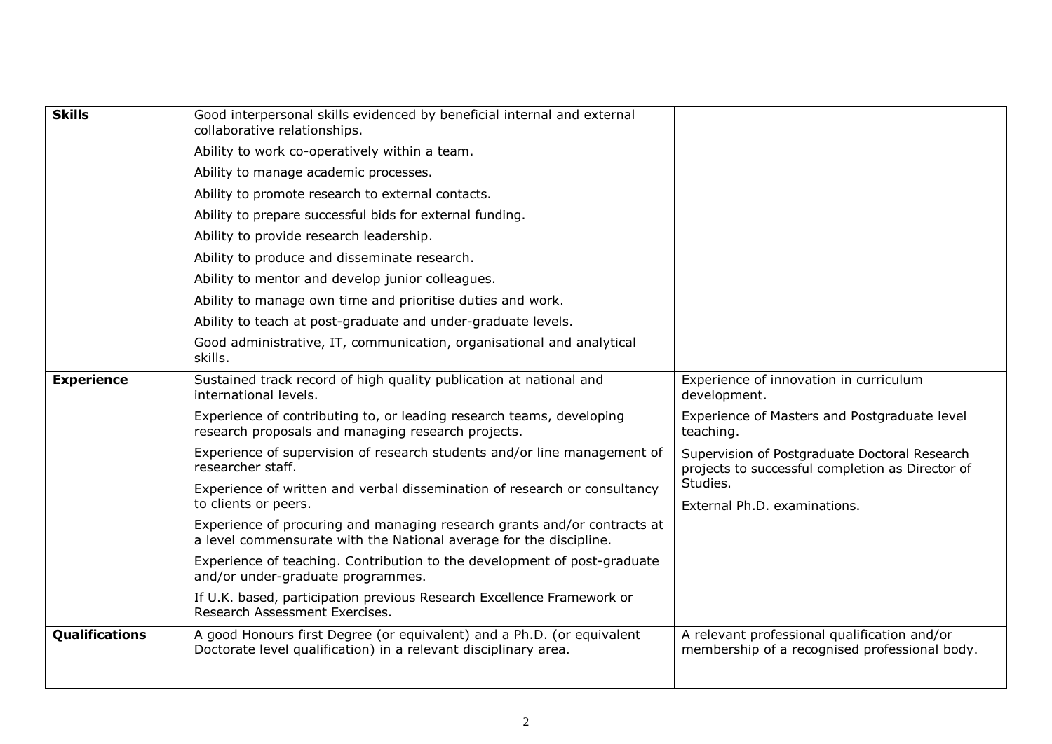| | | |
|---|---|---|
| **Skills** | Good interpersonal skills evidenced by beneficial internal and external collaborative relationships.<br>Ability to work co-operatively within a team.<br>Ability to manage academic processes.<br>Ability to promote research to external contacts.<br>Ability to prepare successful bids for external funding.<br>Ability to provide research leadership.<br>Ability to produce and disseminate research.<br>Ability to mentor and develop junior colleagues.<br>Ability to manage own time and prioritise duties and work.<br>Ability to teach at post-graduate and under-graduate levels.<br>Good administrative, IT, communication, organisational and analytical skills. | |
| **Experience** | Sustained track record of high quality publication at national and international levels.<br>Experience of contributing to, or leading research teams, developing research proposals and managing research projects.<br>Experience of supervision of research students and/or line management of researcher staff.<br>Experience of written and verbal dissemination of research or consultancy to clients or peers.<br>Experience of procuring and managing research grants and/or contracts at a level commensurate with the National average for the discipline.<br>Experience of teaching. Contribution to the development of post-graduate and/or under-graduate programmes.<br>If U.K. based, participation previous Research Excellence Framework or Research Assessment Exercises. | Experience of innovation in curriculum development.<br>Experience of Masters and Postgraduate level teaching.<br>Supervision of Postgraduate Doctoral Research projects to successful completion as Director of Studies.<br>External Ph.D. examinations. |
| **Qualifications** | A good Honours first Degree (or equivalent) and a Ph.D. (or equivalent Doctorate level qualification) in a relevant disciplinary area. | A relevant professional qualification and/or membership of a recognised professional body. |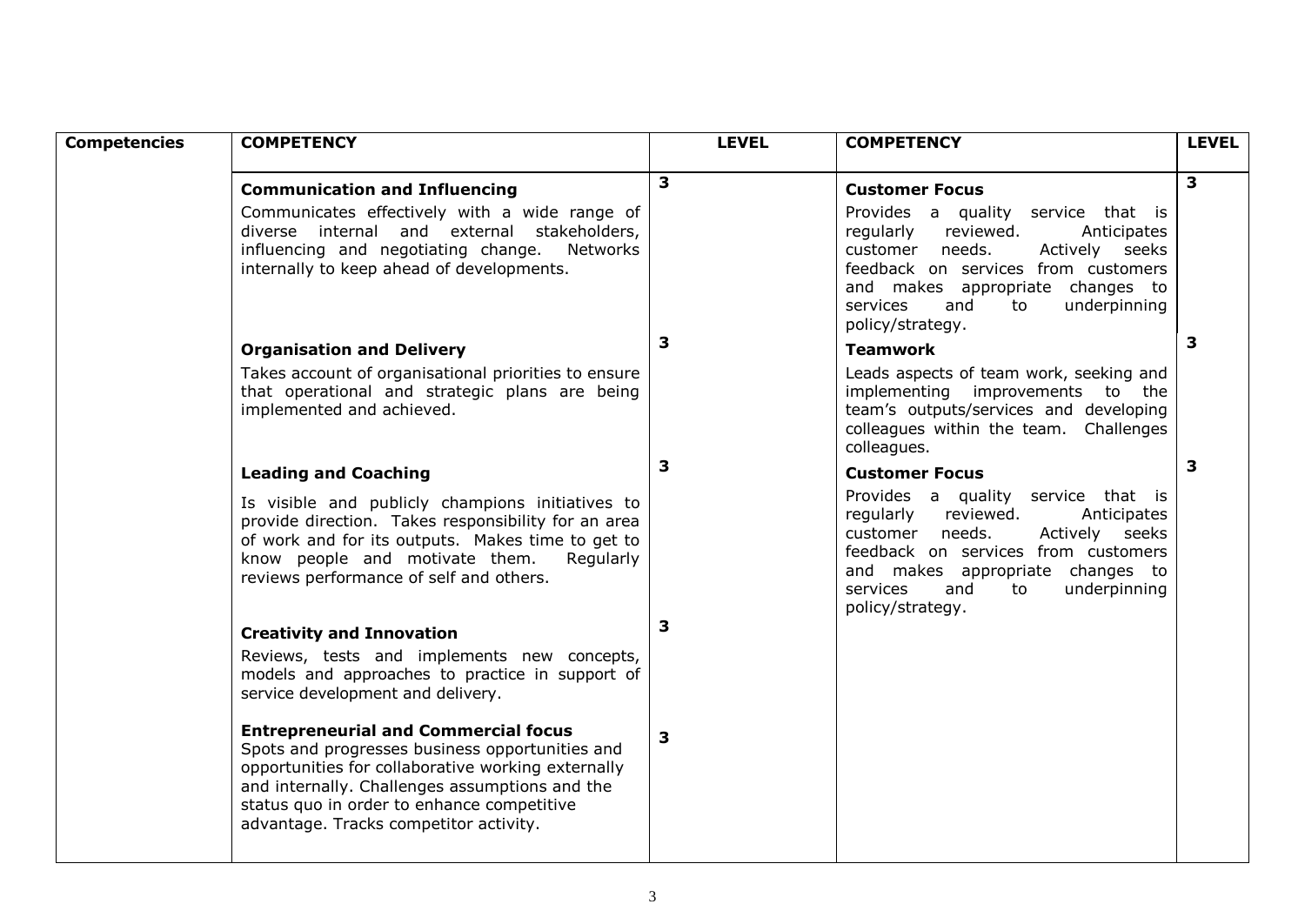| Competencies | COMPETENCY | LEVEL | COMPETENCY | LEVEL |
|---|---|---|---|---|
| | **Communication and Influencing**<br>Communicates effectively with a wide range of diverse internal and external stakeholders, influencing and negotiating change. Networks internally to keep ahead of developments. | 3 | **Customer Focus**<br>Provides a quality service that is regularly reviewed. Anticipates customer needs. Actively seeks feedback on services from customers and makes appropriate changes to services and to underpinning policy/strategy. | 3 |
| | **Organisation and Delivery**<br>Takes account of organisational priorities to ensure that operational and strategic plans are being implemented and achieved. | 3 | **Teamwork**<br>Leads aspects of team work, seeking and implementing improvements to the team's outputs/services and developing colleagues within the team. Challenges colleagues. | 3 |
| | **Leading and Coaching**<br>Is visible and publicly champions initiatives to provide direction. Takes responsibility for an area of work and for its outputs. Makes time to get to know people and motivate them. Regularly reviews performance of self and others. | 3 | **Customer Focus**<br>Provides a quality service that is regularly reviewed. Anticipates customer needs. Actively seeks feedback on services from customers and makes appropriate changes to services and to underpinning policy/strategy. | 3 |
| | **Creativity and Innovation**<br>Reviews, tests and implements new concepts, models and approaches to practice in support of service development and delivery. | 3 | | |
| | **Entrepreneurial and Commercial focus**<br>Spots and progresses business opportunities and opportunities for collaborative working externally and internally. Challenges assumptions and the status quo in order to enhance competitive advantage. Tracks competitor activity. | 3 | | |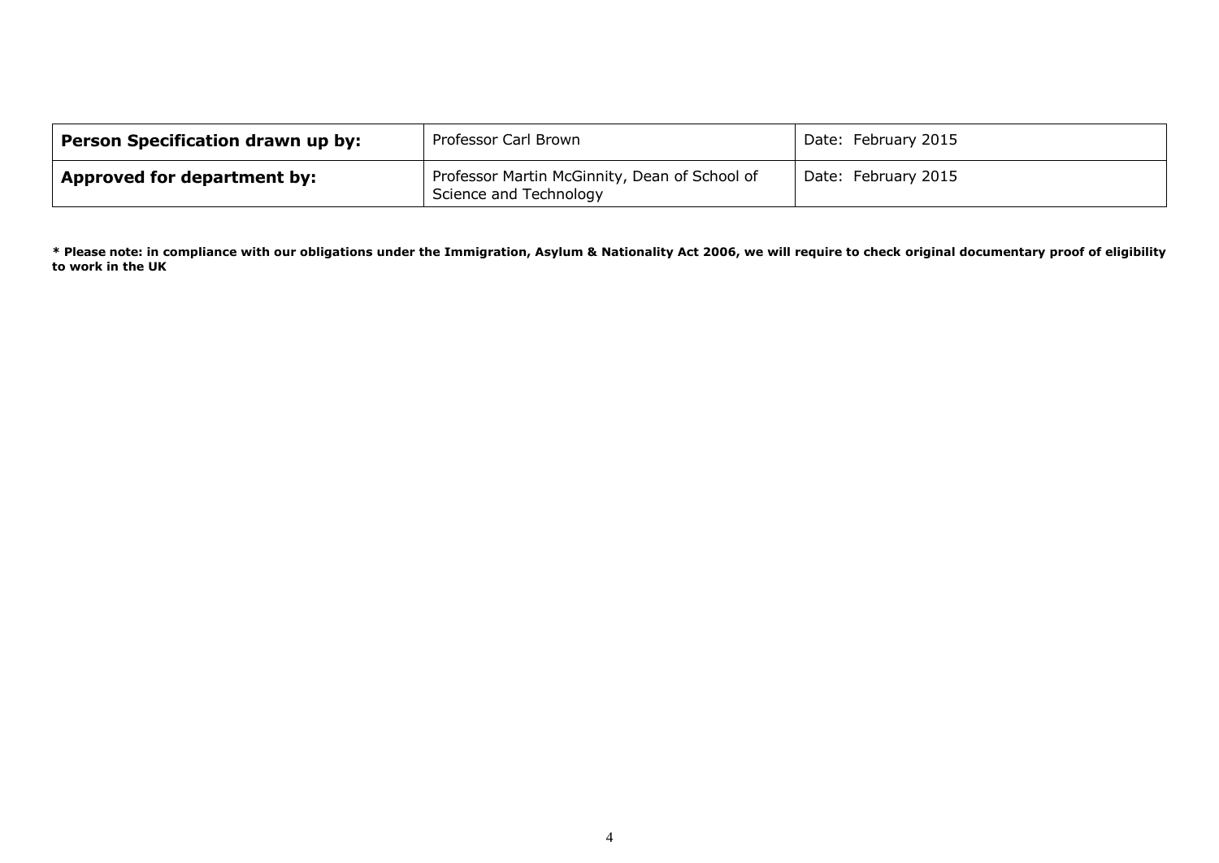| | | |
|---|---|---|
| **Person Specification drawn up by:** | Professor Carl Brown | Date: February 2015 |
| **Approved for department by:** | Professor Martin McGinnity, Dean of School of Science and Technology | Date: February 2015 |

**\* Please note: in compliance with our obligations under the Immigration, Asylum & Nationality Act 2006, we will require to check original documentary proof of eligibility to work in the UK**